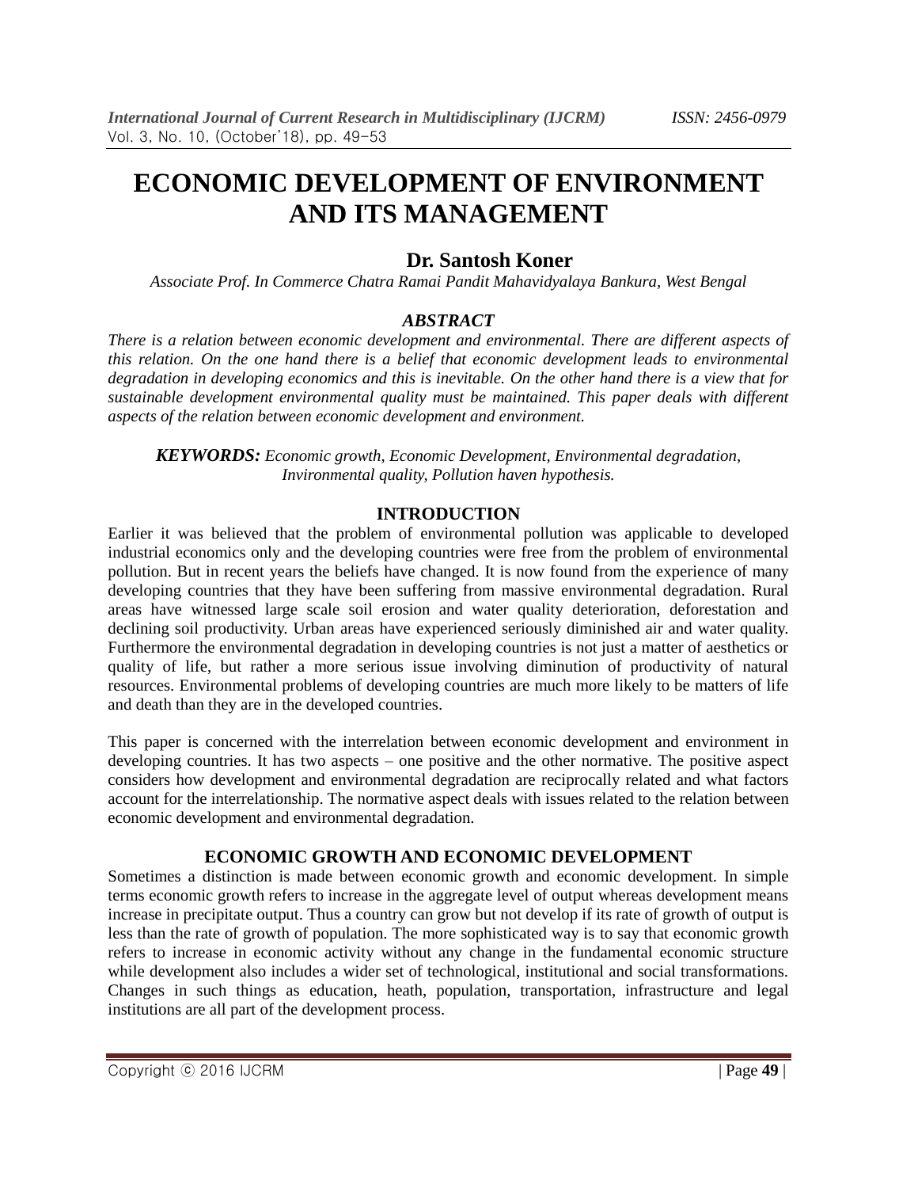# ECONOMIC DEVELOPMENT OF ENVIRONMENT AND ITS MANAGEMENT

**Dr. Santosh Koner**

*Associate Prof. In Commerce Chatra Ramai Pandit Mahavidyalaya Bankura, West Bengal*

## *ABSTRACT*

*There is a relation between economic development and environmental. There are different aspects of this relation. On the one hand there is a belief that economic development leads to environmental degradation in developing economics and this is inevitable. On the other hand there is a view that for sustainable development environmental quality must be maintained. This paper deals with different aspects of the relation between economic development and environment.*

***KEYWORDS:*** *Economic growth, Economic Development, Environmental degradation, Invironmental quality, Pollution haven hypothesis.*

## INTRODUCTION

Earlier it was believed that the problem of environmental pollution was applicable to developed industrial economics only and the developing countries were free from the problem of environmental pollution. But in recent years the beliefs have changed. It is now found from the experience of many developing countries that they have been suffering from massive environmental degradation. Rural areas have witnessed large scale soil erosion and water quality deterioration, deforestation and declining soil productivity. Urban areas have experienced seriously diminished air and water quality. Furthermore the environmental degradation in developing countries is not just a matter of aesthetics or quality of life, but rather a more serious issue involving diminution of productivity of natural resources. Environmental problems of developing countries are much more likely to be matters of life and death than they are in the developed countries.

This paper is concerned with the interrelation between economic development and environment in developing countries. It has two aspects – one positive and the other normative. The positive aspect considers how development and environmental degradation are reciprocally related and what factors account for the interrelationship. The normative aspect deals with issues related to the relation between economic development and environmental degradation.

## ECONOMIC GROWTH AND ECONOMIC DEVELOPMENT

Sometimes a distinction is made between economic growth and economic development. In simple terms economic growth refers to increase in the aggregate level of output whereas development means increase in precipitate output. Thus a country can grow but not develop if its rate of growth of output is less than the rate of growth of population. The more sophisticated way is to say that economic growth refers to increase in economic activity without any change in the fundamental economic structure while development also includes a wider set of technological, institutional and social transformations. Changes in such things as education, heath, population, transportation, infrastructure and legal institutions are all part of the development process.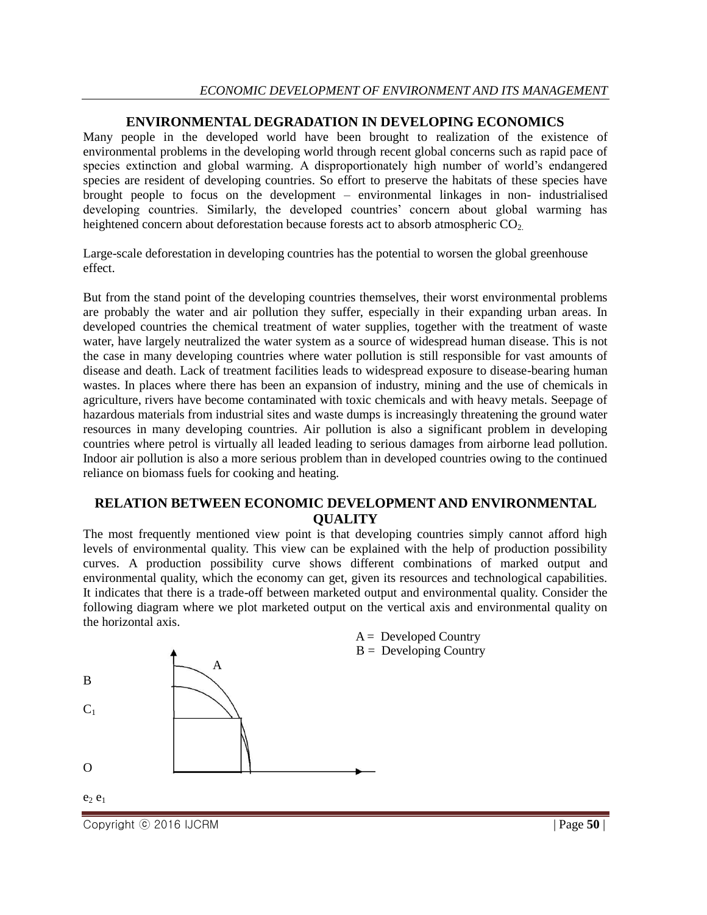## ENVIRONMENTAL DEGRADATION IN DEVELOPING ECONOMICS

Many people in the developed world have been brought to realization of the existence of environmental problems in the developing world through recent global concerns such as rapid pace of species extinction and global warming. A disproportionately high number of world's endangered species are resident of developing countries. So effort to preserve the habitats of these species have brought people to focus on the development – environmental linkages in non- industrialised developing countries. Similarly, the developed countries' concern about global warming has heightened concern about deforestation because forests act to absorb atmospheric $CO_2$.

Large-scale deforestation in developing countries has the potential to worsen the global greenhouse effect.

But from the stand point of the developing countries themselves, their worst environmental problems are probably the water and air pollution they suffer, especially in their expanding urban areas. In developed countries the chemical treatment of water supplies, together with the treatment of waste water, have largely neutralized the water system as a source of widespread human disease. This is not the case in many developing countries where water pollution is still responsible for vast amounts of disease and death. Lack of treatment facilities leads to widespread exposure to disease-bearing human wastes. In places where there has been an expansion of industry, mining and the use of chemicals in agriculture, rivers have become contaminated with toxic chemicals and with heavy metals. Seepage of hazardous materials from industrial sites and waste dumps is increasingly threatening the ground water resources in many developing countries. Air pollution is also a significant problem in developing countries where petrol is virtually all leaded leading to serious damages from airborne lead pollution. Indoor air pollution is also a more serious problem than in developed countries owing to the continued reliance on biomass fuels for cooking and heating.

## RELATION BETWEEN ECONOMIC DEVELOPMENT AND ENVIRONMENTAL QUALITY

The most frequently mentioned view point is that developing countries simply cannot afford high levels of environmental quality. This view can be explained with the help of production possibility curves. A production possibility curve shows different combinations of marked output and environmental quality, which the economy can get, given its resources and technological capabilities. It indicates that there is a trade-off between marketed output and environmental quality. Consider the following diagram where we plot marketed output on the vertical axis and environmental quality on the horizontal axis.

A = Developed Country
B = Developing Country

A

B

$C_1$

O

$e_2$ $e_1$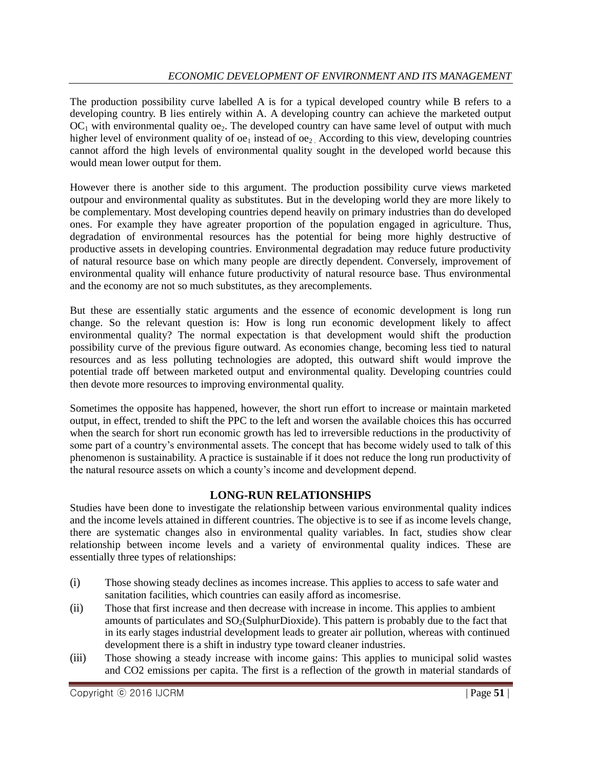The production possibility curve labelled A is for a typical developed country while B refers to a developing country. B lies entirely within A. A developing country can achieve the marketed output $OC_1$ with environmental quality $oe_2$. The developed country can have same level of output with much higher level of environment quality of $oe_1$ instead of $oe_2$. According to this view, developing countries cannot afford the high levels of environmental quality sought in the developed world because this would mean lower output for them.

However there is another side to this argument. The production possibility curve views marketed outpour and environmental quality as substitutes. But in the developing world they are more likely to be complementary. Most developing countries depend heavily on primary industries than do developed ones. For example they have agreater proportion of the population engaged in agriculture. Thus, degradation of environmental resources has the potential for being more highly destructive of productive assets in developing countries. Environmental degradation may reduce future productivity of natural resource base on which many people are directly dependent. Conversely, improvement of environmental quality will enhance future productivity of natural resource base. Thus environmental and the economy are not so much substitutes, as they arecomplements.

But these are essentially static arguments and the essence of economic development is long run change. So the relevant question is: How is long run economic development likely to affect environmental quality? The normal expectation is that development would shift the production possibility curve of the previous figure outward. As economies change, becoming less tied to natural resources and as less polluting technologies are adopted, this outward shift would improve the potential trade off between marketed output and environmental quality. Developing countries could then devote more resources to improving environmental quality.

Sometimes the opposite has happened, however, the short run effort to increase or maintain marketed output, in effect, trended to shift the PPC to the left and worsen the available choices this has occurred when the search for short run economic growth has led to irreversible reductions in the productivity of some part of a country's environmental assets. The concept that has become widely used to talk of this phenomenon is sustainability. A practice is sustainable if it does not reduce the long run productivity of the natural resource assets on which a county's income and development depend.

## LONG-RUN RELATIONSHIPS

Studies have been done to investigate the relationship between various environmental quality indices and the income levels attained in different countries. The objective is to see if as income levels change, there are systematic changes also in environmental quality variables. In fact, studies show clear relationship between income levels and a variety of environmental quality indices. These are essentially three types of relationships:

(i) Those showing steady declines as incomes increase. This applies to access to safe water and sanitation facilities, which countries can easily afford as incomesrise.

(ii) Those that first increase and then decrease with increase in income. This applies to ambient amounts of particulates and $SO_2$(SulphurDioxide). This pattern is probably due to the fact that in its early stages industrial development leads to greater air pollution, whereas with continued development there is a shift in industry type toward cleaner industries.

(iii) Those showing a steady increase with income gains: This applies to municipal solid wastes and $CO_2$ emissions per capita. The first is a reflection of the growth in material standards of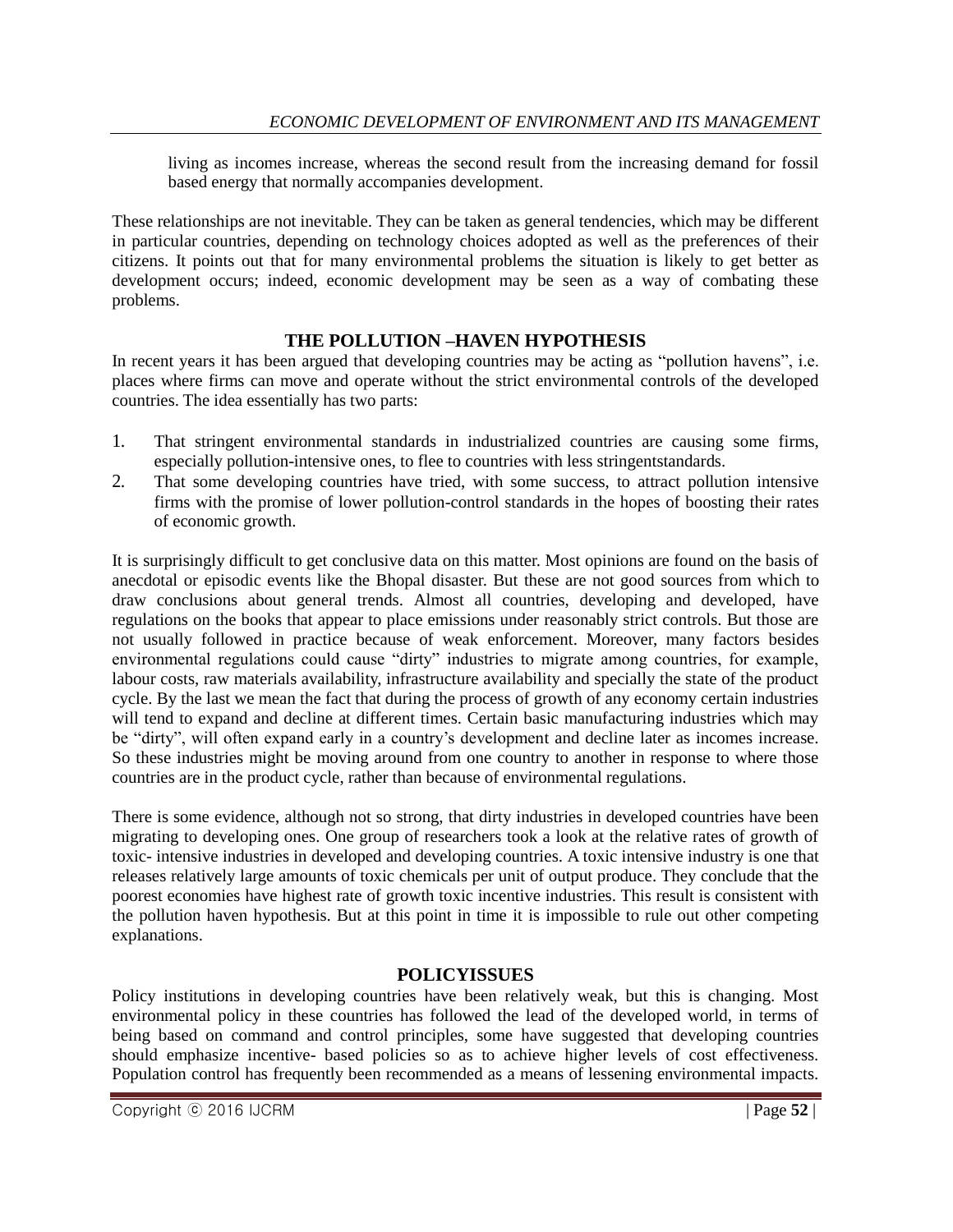living as incomes increase, whereas the second result from the increasing demand for fossil based energy that normally accompanies development.

These relationships are not inevitable. They can be taken as general tendencies, which may be different in particular countries, depending on technology choices adopted as well as the preferences of their citizens. It points out that for many environmental problems the situation is likely to get better as development occurs; indeed, economic development may be seen as a way of combating these problems.

## THE POLLUTION –HAVEN HYPOTHESIS

In recent years it has been argued that developing countries may be acting as "pollution havens", i.e. places where firms can move and operate without the strict environmental controls of the developed countries. The idea essentially has two parts:

1. That stringent environmental standards in industrialized countries are causing some firms, especially pollution-intensive ones, to flee to countries with less stringentstandards.
2. That some developing countries have tried, with some success, to attract pollution intensive firms with the promise of lower pollution-control standards in the hopes of boosting their rates of economic growth.

It is surprisingly difficult to get conclusive data on this matter. Most opinions are found on the basis of anecdotal or episodic events like the Bhopal disaster. But these are not good sources from which to draw conclusions about general trends. Almost all countries, developing and developed, have regulations on the books that appear to place emissions under reasonably strict controls. But those are not usually followed in practice because of weak enforcement. Moreover, many factors besides environmental regulations could cause "dirty" industries to migrate among countries, for example, labour costs, raw materials availability, infrastructure availability and specially the state of the product cycle. By the last we mean the fact that during the process of growth of any economy certain industries will tend to expand and decline at different times. Certain basic manufacturing industries which may be "dirty", will often expand early in a country's development and decline later as incomes increase. So these industries might be moving around from one country to another in response to where those countries are in the product cycle, rather than because of environmental regulations.

There is some evidence, although not so strong, that dirty industries in developed countries have been migrating to developing ones. One group of researchers took a look at the relative rates of growth of toxic- intensive industries in developed and developing countries. A toxic intensive industry is one that releases relatively large amounts of toxic chemicals per unit of output produce. They conclude that the poorest economies have highest rate of growth toxic incentive industries. This result is consistent with the pollution haven hypothesis. But at this point in time it is impossible to rule out other competing explanations.

## POLICYISSUES

Policy institutions in developing countries have been relatively weak, but this is changing. Most environmental policy in these countries has followed the lead of the developed world, in terms of being based on command and control principles, some have suggested that developing countries should emphasize incentive- based policies so as to achieve higher levels of cost effectiveness. Population control has frequently been recommended as a means of lessening environmental impacts.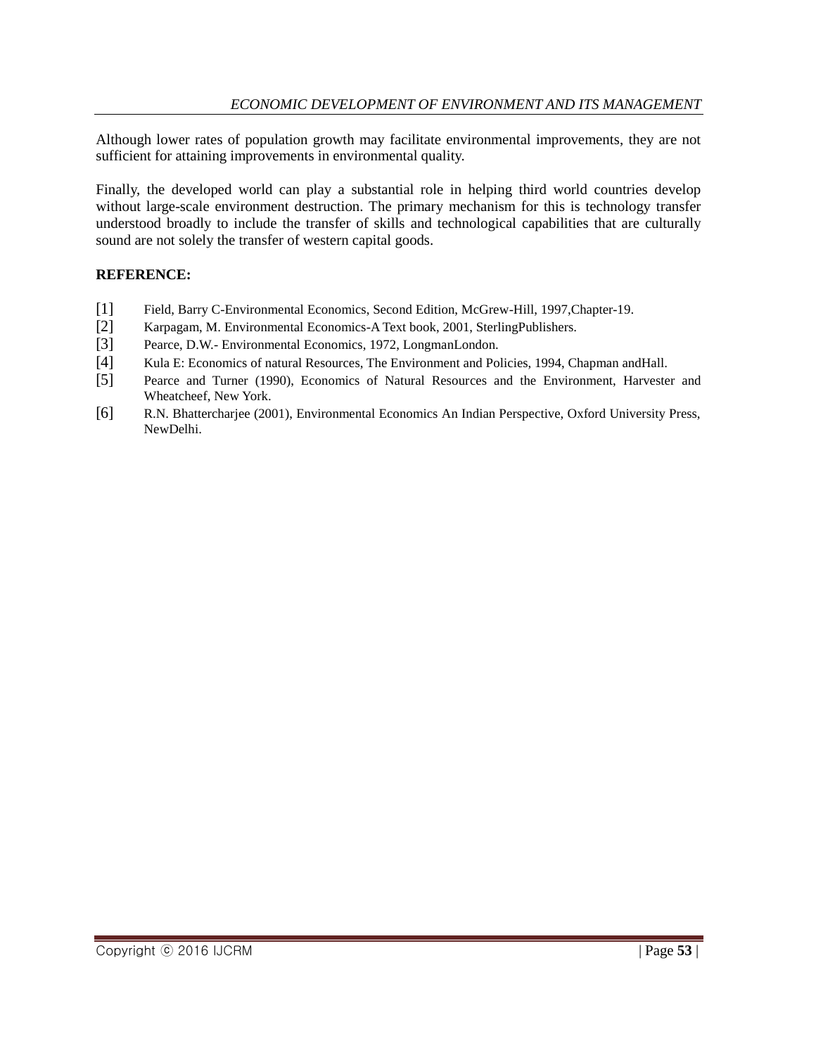Although lower rates of population growth may facilitate environmental improvements, they are not sufficient for attaining improvements in environmental quality.

Finally, the developed world can play a substantial role in helping third world countries develop without large-scale environment destruction. The primary mechanism for this is technology transfer understood broadly to include the transfer of skills and technological capabilities that are culturally sound are not solely the transfer of western capital goods.

**REFERENCE:**

[1] Field, Barry C-Environmental Economics, Second Edition, McGrew-Hill, 1997,Chapter-19.

[2] Karpagam, M. Environmental Economics-A Text book, 2001, SterlingPublishers.

[3] Pearce, D.W.- Environmental Economics, 1972, LongmanLondon.

[4] Kula E: Economics of natural Resources, The Environment and Policies, 1994, Chapman andHall.

[5] Pearce and Turner (1990), Economics of Natural Resources and the Environment, Harvester and Wheatcheef, New York.

[6] R.N. Bhattercharjee (2001), Environmental Economics An Indian Perspective, Oxford University Press, NewDelhi.